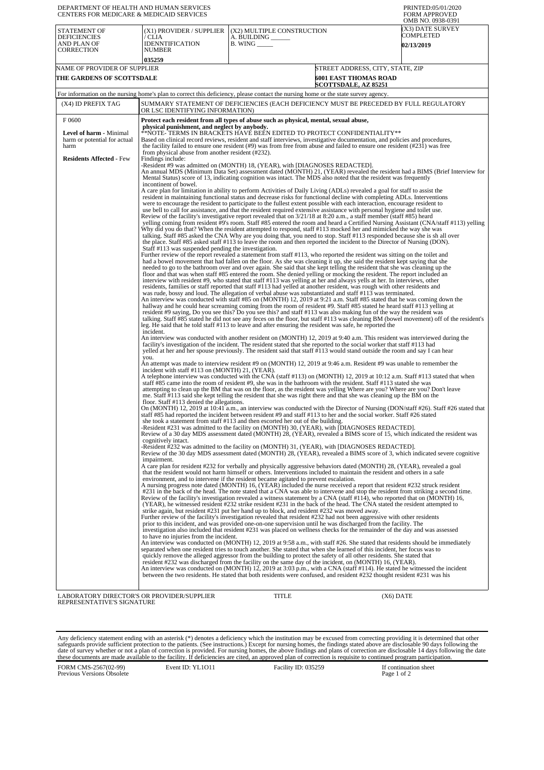DEPARTMENT OF HEALTH AND HUMAN SERVICES
CENTERS FOR MEDICARE & MEDICAID SERVICES

PRINTED:05/01/2020
FORM APPROVED
OMB NO. 0938-0391

| STATEMENT OF DEFICIENCIES AND PLAN OF CORRECTION | (X1) PROVIDER / SUPPLIER / CLIA IDENNTIFICATION NUMBER | (X2) MULTIPLE CONSTRUCTION A. BUILDING ______ B. WING _____ | (X3) DATE SURVEY COMPLETED |
|---|---|---|---|
| | 035259 | | 02/13/2019 |

| NAME OF PROVIDER OF SUPPLIER | STREET ADDRESS, CITY, STATE, ZIP |
|---|---|
| THE GARDENS OF SCOTTSDALE | 6001 EAST THOMAS ROAD SCOTTSDALE, AZ 85251 |

For information on the nursing home's plan to correct this deficiency, please contact the nursing home or the state survey agency.

| (X4) ID PREFIX TAG | SUMMARY STATEMENT OF DEFICIENCIES (EACH DEFICIENCY MUST BE PRECEDED BY FULL REGULATORY OR LSC IDENTIFYING INFORMATION) |
|---|---|
| F 0600<br><br>**Level of harm** - Minimal harm or potential for actual harm<br><br>**Residents Affected** - Few | **Protect each resident from all types of abuse such as physical, mental, sexual abuse, physical punishment, and neglect by anybody.**<br>**NOTE- TERMS IN BRACKETS HAVE BEEN EDITED TO PROTECT CONFIDENTIALITY**<br>Based on clinical record reviews, resident and staff interviews, investigative documentation, and policies and procedures, the facility failed to ensure one resident (#9) was from free from abuse and failed to ensure one resident (#231) was free from physical abuse from another resident (#232).<br>Findings include:<br>-Resident #9 was admitted on (MONTH) 18, (YEAR), with [DIAGNOSES REDACTED].<br>An annual MDS (Minimum Data Set) assessment dated (MONTH) 21, (YEAR) revealed the resident had a BIMS (Brief Interview for Mental Status) score of 13, indicating cognition was intact. The MDS also noted that the resident was frequently incontinent of bowel.<br>A care plan for limitation in ability to perform Activities of Daily Living (ADLs) revealed a goal for staff to assist the resident in maintaining functional status and decrease risks for functional decline with completing ADLs. Interventions were to encourage the resident to participate to the fullest extent possible with each interaction, encourage resident to use bell to call for assistance, and that the resident required extensive assistance with personal hygiene and toilet use.<br>Review of the facility's investigative report revealed that on 3/21/18 at 8:20 a.m., a staff member (staff #85) heard yelling coming from resident #9's room. Staff #85 entered the room and heard a Certified Nursing Assistant (CNA/staff #113) yelling Why did you do that? When the resident attempted to respond, staff #113 mocked her and mimicked the way she was talking. Staff #85 asked the CNA Why are you doing that, you need to stop. Staff #113 responded because she is sh all over the place. Staff #85 asked staff #113 to leave the room and then reported the incident to the Director of Nursing (DON). Staff #113 was suspended pending the investigation.<br>Further review of the report revealed a statement from staff #113, who reported the resident was sitting on the toilet and had a bowel movement that had fallen on the floor. As she was cleaning it up, she said the resident kept saying that she needed to go to the bathroom over and over again. She said that she kept telling the resident that she was cleaning up the floor and that was when staff #85 entered the room. She denied yelling or mocking the resident. The report included an interview with resident #9, who stated that staff #113 was yelling at her and always yells at her. In interviews, other residents, families or staff reported that staff #113 had yelled at another resident, was rough with other residents and was rude, bossy and loud. The allegation of verbal abuse was substantiated and staff #113 was terminated.<br>An interview was conducted with staff #85 on (MONTH) 12, 2019 at 9:21 a.m. Staff #85 stated that he was coming down the hallway and he could hear screaming coming from the room of resident #9. Staff #85 stated he heard staff #113 yelling at resident #9 saying, Do you see this? Do you see this? and staff #113 was also making fun of the way the resident was talking. Staff #85 stated he did not see any feces on the floor, but staff #113 was cleaning BM (bowel movement) off of the resident's leg. He said that he told staff #113 to leave and after ensuring the resident was safe, he reported the incident.<br>An interview was conducted with another resident on (MONTH) 12, 2019 at 9:40 a.m. This resident was interviewed during the facility's investigation of the incident. The resident stated that she reported to the social worker that staff #113 had yelled at her and her spouse previously. The resident said that staff #113 would stand outside the room and say I can hear you.<br>An attempt was made to interview resident #9 on (MONTH) 12, 2019 at 9:46 a.m. Resident #9 was unable to remember the incident with staff #113 on (MONTH) 21, (YEAR).<br>A telephone interview was conducted with the CNA (staff #113) on (MONTH) 12, 2019 at 10:12 a.m. Staff #113 stated that when staff #85 came into the room of resident #9, she was in the bathroom with the resident. Staff #113 stated she was attempting to clean up the BM that was on the floor, as the resident was yelling Where are you? Where are you? Don't leave me. Staff #113 said she kept telling the resident that she was right there and that she was cleaning up the BM on the floor. Staff #113 denied the allegations.<br>On (MONTH) 12, 2019 at 10:41 a.m., an interview was conducted with the Director of Nursing (DON/staff #26). Staff #26 stated that staff #85 had reported the incident between resident #9 and staff #113 to her and the social worker. Staff #26 stated she took a statement from staff #113 and then escorted her out of the building.<br>-Resident #231 was admitted to the facility on (MONTH) 30, (YEAR), with [DIAGNOSES REDACTED].<br>Review of a 30 day MDS assessment dated (MONTH) 28, (YEAR), revealed a BIMS score of 15, which indicated the resident was cognitively intact.<br>-Resident #232 was admitted to the facility on (MONTH) 31, (YEAR), with [DIAGNOSES REDACTED].<br>Review of the 30 day MDS assessment dated (MONTH) 28, (YEAR), revealed a BIMS score of 3, which indicated severe cognitive impairment.<br>A care plan for resident #232 for verbally and physically aggressive behaviors dated (MONTH) 28, (YEAR), revealed a goal that the resident would not harm himself or others. Interventions included to maintain the resident and others in a safe environment, and to intervene if the resident became agitated to prevent escalation.<br>A nursing progress note dated (MONTH) 16, (YEAR) included the nurse received a report that resident #232 struck resident #231 in the back of the head. The note stated that a CNA was able to intervene and stop the resident from striking a second time.<br>Review of the facility's investigation revealed a witness statement by a CNA (staff #114), who reported that on (MONTH) 16, (YEAR), he witnessed resident #232 strike resident #231 in the back of the head. The CNA stated the resident attempted to strike again, but resident #231 put her hand up to block, and resident #232 was moved away.<br>Further review of the facility's investigation revealed that resident #232 had not been aggressive with other residents prior to this incident, and was provided one-on-one supervision until he was discharged from the facility. The investigation also included that resident #231 was placed on wellness checks for the remainder of the day and was assessed to have no injuries from the incident.<br>An interview was conducted on (MONTH) 12, 2019 at 9:58 a.m., with staff #26. She stated that residents should be immediately separated when one resident tries to touch another. She stated that when she learned of this incident, her focus was to quickly remove the alleged aggressor from the building to protect the safety of all other residents. She stated that resident #232 was discharged from the facility on the same day of the incident, on (MONTH) 16, (YEAR).<br>An interview was conducted on (MONTH) 12, 2019 at 3:03 p.m., with a CNA (staff #114). He stated he witnessed the incident between the two residents. He stated that both residents were confused, and resident #232 thought resident #231 was his |

LABORATORY DIRECTOR'S OR PROVIDER/SUPPLIER REPRESENTATIVE'S SIGNATURE | TITLE | (X6) DATE

Any deficiency statement ending with an asterisk (*) denotes a deficiency which the institution may be excused from correcting providing it is determined that other safeguards provide sufficient protection to the patients. (See instructions.) Except for nursing homes, the findings stated above are disclosable 90 days following the date of survey whether or not a plan of correction is provided. For nursing homes, the above findings and plans of correction are disclosable 14 days following the date these documents are made available to the facility. If deficiencies are cited, an approved plan of correction is requisite to continued program participation.

FORM CMS-2567(02-99) Previous Versions Obsolete | Event ID: YL1O11 | Facility ID: 035259 | If continuation sheet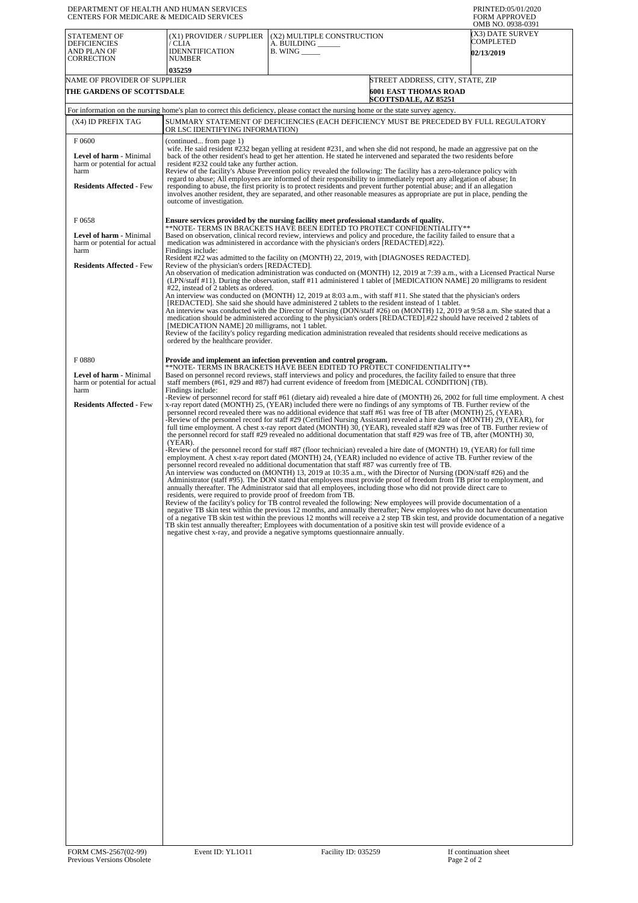DEPARTMENT OF HEALTH AND HUMAN SERVICES
CENTERS FOR MEDICARE & MEDICAID SERVICES

PRINTED:05/01/2020
FORM APPROVED
OMB NO. 0938-0391

| STATEMENT OF DEFICIENCIES AND PLAN OF CORRECTION | (X1) PROVIDER / SUPPLIER / CLIA IDENNTIFICATION NUMBER | (X2) MULTIPLE CONSTRUCTION | (X3) DATE SURVEY COMPLETED |
|---|---|---|---|
| | 035259 | A. BUILDING ______ B. WING _____ | 02/13/2019 |

| NAME OF PROVIDER OF SUPPLIER | STREET ADDRESS, CITY, STATE, ZIP |
|---|---|
| THE GARDENS OF SCOTTSDALE | 6001 EAST THOMAS ROAD SCOTTSDALE, AZ 85251 |

For information on the nursing home's plan to correct this deficiency, please contact the nursing home or the state survey agency.

| (X4) ID PREFIX TAG | SUMMARY STATEMENT OF DEFICIENCIES (EACH DEFICIENCY MUST BE PRECEDED BY FULL REGULATORY OR LSC IDENTIFYING INFORMATION) |
|---|---|
| F 0600 **Level of harm** - Minimal harm or potential for actual harm **Residents Affected** - Few | (continued... from page 1) wife. He said resident #232 began yelling at resident #231, and when she did not respond, he made an aggressive pat on the back of the other resident's head to get her attention. He stated he intervened and separated the two residents before resident #232 could take any further action. Review of the facility's Abuse Prevention policy revealed the following: The facility has a zero-tolerance policy with regard to abuse; All employees are informed of their responsibility to immediately report any allegation of abuse; In responding to abuse, the first priority is to protect residents and prevent further potential abuse; and if an allegation involves another resident, they are separated, and other reasonable measures as appropriate are put in place, pending the outcome of investigation. |
| F 0658 **Level of harm** - Minimal harm or potential for actual harm **Residents Affected** - Few | **Ensure services provided by the nursing facility meet professional standards of quality.** **NOTE- TERMS IN BRACKETS HAVE BEEN EDITED TO PROTECT CONFIDENTIALITY** Based on observation, clinical record review, interviews and policy and procedure, the facility failed to ensure that a medication was administered in accordance with the physician's orders [REDACTED].#22). Findings include: Resident #22 was admitted to the facility on (MONTH) 22, 2019, with [DIAGNOSES REDACTED]. Review of the physician's orders [REDACTED]. An observation of medication administration was conducted on (MONTH) 12, 2019 at 7:39 a.m., with a Licensed Practical Nurse (LPN/staff #11). During the observation, staff #11 administered 1 tablet of [MEDICATION NAME] 20 milligrams to resident #22, instead of 2 tablets as ordered. An interview was conducted on (MONTH) 12, 2019 at 8:03 a.m., with staff #11. She stated that the physician's orders [REDACTED]. She said she should have administered 2 tablets to the resident instead of 1 tablet. An interview was conducted with the Director of Nursing (DON/staff #26) on (MONTH) 12, 2019 at 9:58 a.m. She stated that a medication should be administered according to the physician's orders [REDACTED].#22 should have received 2 tablets of [MEDICATION NAME] 20 milligrams, not 1 tablet. Review of the facility's policy regarding medication administration revealed that residents should receive medications as ordered by the healthcare provider. |
| F 0880 **Level of harm** - Minimal harm or potential for actual harm **Residents Affected** - Few | **Provide and implement an infection prevention and control program.** **NOTE- TERMS IN BRACKETS HAVE BEEN EDITED TO PROTECT CONFIDENTIALITY** Based on personnel record reviews, staff interviews and policy and procedures, the facility failed to ensure that three staff members (#61, #29 and #87) had current evidence of freedom from [MEDICAL CONDITION] (TB). Findings include: -Review of personnel record for staff #61 (dietary aid) revealed a hire date of (MONTH) 26, 2002 for full time employment. A chest x-ray report dated (MONTH) 25, (YEAR) included there were no findings of any symptoms of TB. Further review of the personnel record revealed there was no additional evidence that staff #61 was free of TB after (MONTH) 25, (YEAR). -Review of the personnel record for staff #29 (Certified Nursing Assistant) revealed a hire date of (MONTH) 29, (YEAR), for full time employment. A chest x-ray report dated (MONTH) 30, (YEAR), revealed staff #29 was free of TB. Further review of the personnel record for staff #29 revealed no additional documentation that staff #29 was free of TB, after (MONTH) 30, (YEAR). -Review of the personnel record for staff #87 (floor technician) revealed a hire date of (MONTH) 19, (YEAR) for full time employment. A chest x-ray report dated (MONTH) 24, (YEAR) included no evidence of active TB. Further review of the personnel record revealed no additional documentation that staff #87 was currently free of TB. An interview was conducted on (MONTH) 13, 2019 at 10:35 a.m., with the Director of Nursing (DON/staff #26) and the Administrator (staff #95). The DON stated that employees must provide proof of freedom from TB prior to employment, and annually thereafter. The Administrator said that all employees, including those who did not provide direct care to residents, were required to provide proof of freedom from TB. Review of the facility's policy for TB control revealed the following: New employees will provide documentation of a negative TB skin test within the previous 12 months, and annually thereafter; New employees who do not have documentation of a negative TB skin test within the previous 12 months will receive a 2 step TB skin test, and provide documentation of a negative TB skin test annually thereafter; Employees with documentation of a positive skin test will provide evidence of a negative chest x-ray, and provide a negative symptoms questionnaire annually. |

FORM CMS-2567(02-99) Previous Versions Obsolete | Event ID: YL1O11 | Facility ID: 035259 | If continuation sheet